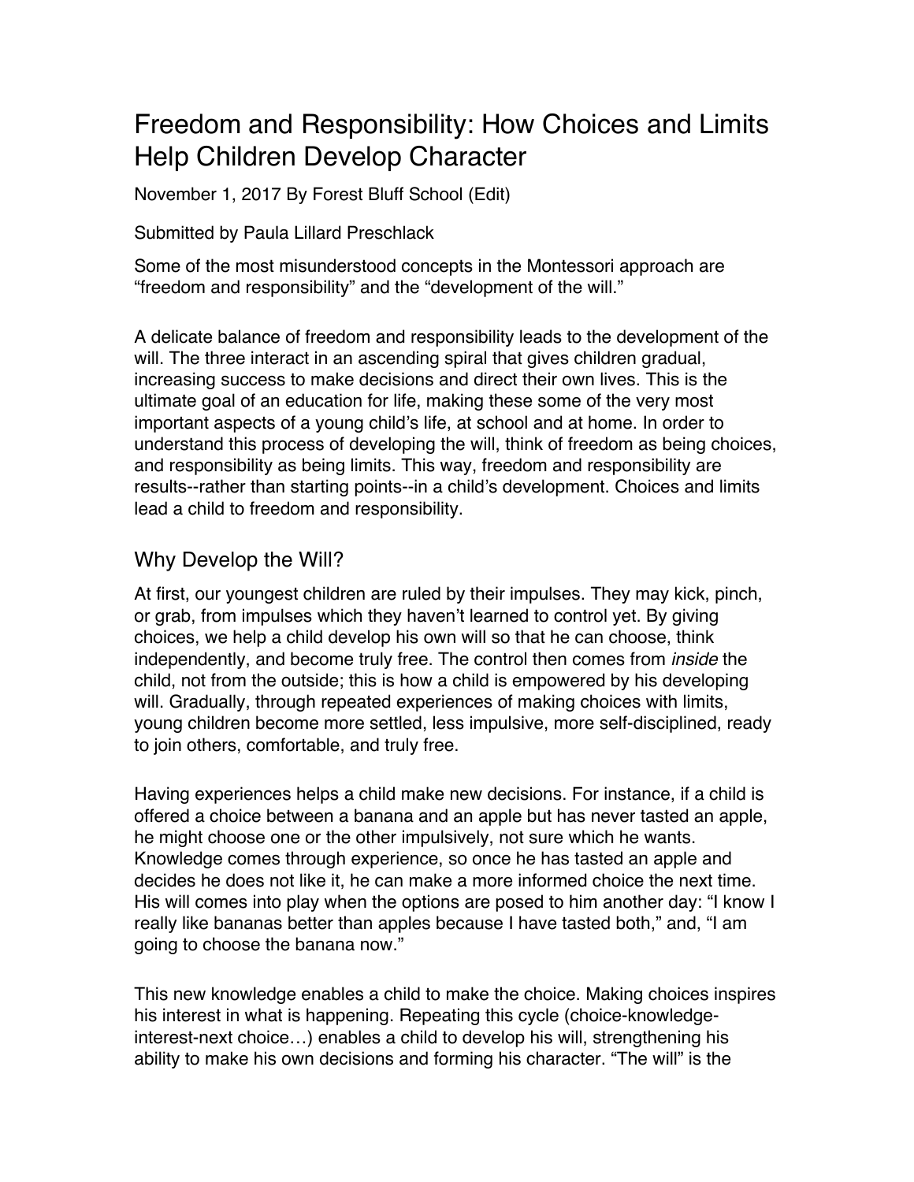# Freedom and Responsibility: How Choices and Limits Help Children Develop Character

November 1, 2017 By Forest Bluff School (Edit)

Submitted by Paula Lillard Preschlack

Some of the most misunderstood concepts in the Montessori approach are "freedom and responsibility" and the "development of the will."

A delicate balance of freedom and responsibility leads to the development of the will. The three interact in an ascending spiral that gives children gradual, increasing success to make decisions and direct their own lives. This is the ultimate goal of an education for life, making these some of the very most important aspects of a young child's life, at school and at home. In order to understand this process of developing the will, think of freedom as being choices, and responsibility as being limits. This way, freedom and responsibility are results--rather than starting points--in a child's development. Choices and limits lead a child to freedom and responsibility.

## Why Develop the Will?

At first, our youngest children are ruled by their impulses. They may kick, pinch, or grab, from impulses which they haven't learned to control yet. By giving choices, we help a child develop his own will so that he can choose, think independently, and become truly free. The control then comes from *inside* the child, not from the outside; this is how a child is empowered by his developing will. Gradually, through repeated experiences of making choices with limits, young children become more settled, less impulsive, more self-disciplined, ready to join others, comfortable, and truly free.

Having experiences helps a child make new decisions. For instance, if a child is offered a choice between a banana and an apple but has never tasted an apple, he might choose one or the other impulsively, not sure which he wants. Knowledge comes through experience, so once he has tasted an apple and decides he does not like it, he can make a more informed choice the next time. His will comes into play when the options are posed to him another day: "I know I really like bananas better than apples because I have tasted both," and, "I am going to choose the banana now."

This new knowledge enables a child to make the choice. Making choices inspires his interest in what is happening. Repeating this cycle (choice-knowledge-interest-next choice…) enables a child to develop his will, strengthening his ability to make his own decisions and forming his character. "The will" is the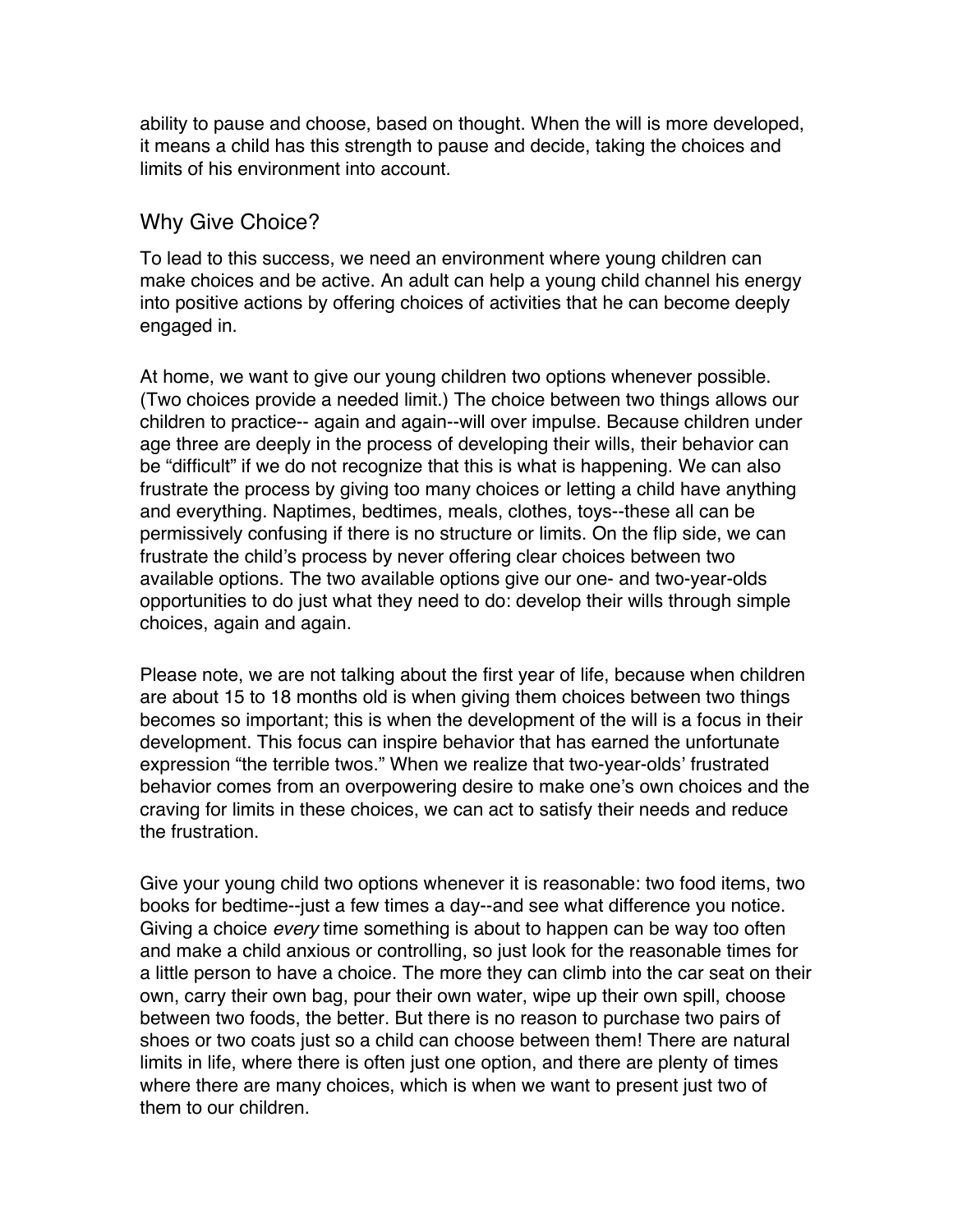ability to pause and choose, based on thought. When the will is more developed, it means a child has this strength to pause and decide, taking the choices and limits of his environment into account.

## Why Give Choice?

To lead to this success, we need an environment where young children can make choices and be active. An adult can help a young child channel his energy into positive actions by offering choices of activities that he can become deeply engaged in.

At home, we want to give our young children two options whenever possible. (Two choices provide a needed limit.) The choice between two things allows our children to practice-- again and again--will over impulse. Because children under age three are deeply in the process of developing their wills, their behavior can be “difficult” if we do not recognize that this is what is happening. We can also frustrate the process by giving too many choices or letting a child have anything and everything. Naptimes, bedtimes, meals, clothes, toys--these all can be permissively confusing if there is no structure or limits. On the flip side, we can frustrate the child’s process by never offering clear choices between two available options. The two available options give our one- and two-year-olds opportunities to do just what they need to do: develop their wills through simple choices, again and again.

Please note, we are not talking about the first year of life, because when children are about 15 to 18 months old is when giving them choices between two things becomes so important; this is when the development of the will is a focus in their development. This focus can inspire behavior that has earned the unfortunate expression “the terrible twos.” When we realize that two-year-olds’ frustrated behavior comes from an overpowering desire to make one’s own choices and the craving for limits in these choices, we can act to satisfy their needs and reduce the frustration.

Give your young child two options whenever it is reasonable: two food items, two books for bedtime--just a few times a day--and see what difference you notice. Giving a choice *every* time something is about to happen can be way too often and make a child anxious or controlling, so just look for the reasonable times for a little person to have a choice. The more they can climb into the car seat on their own, carry their own bag, pour their own water, wipe up their own spill, choose between two foods, the better. But there is no reason to purchase two pairs of shoes or two coats just so a child can choose between them! There are natural limits in life, where there is often just one option, and there are plenty of times where there are many choices, which is when we want to present just two of them to our children.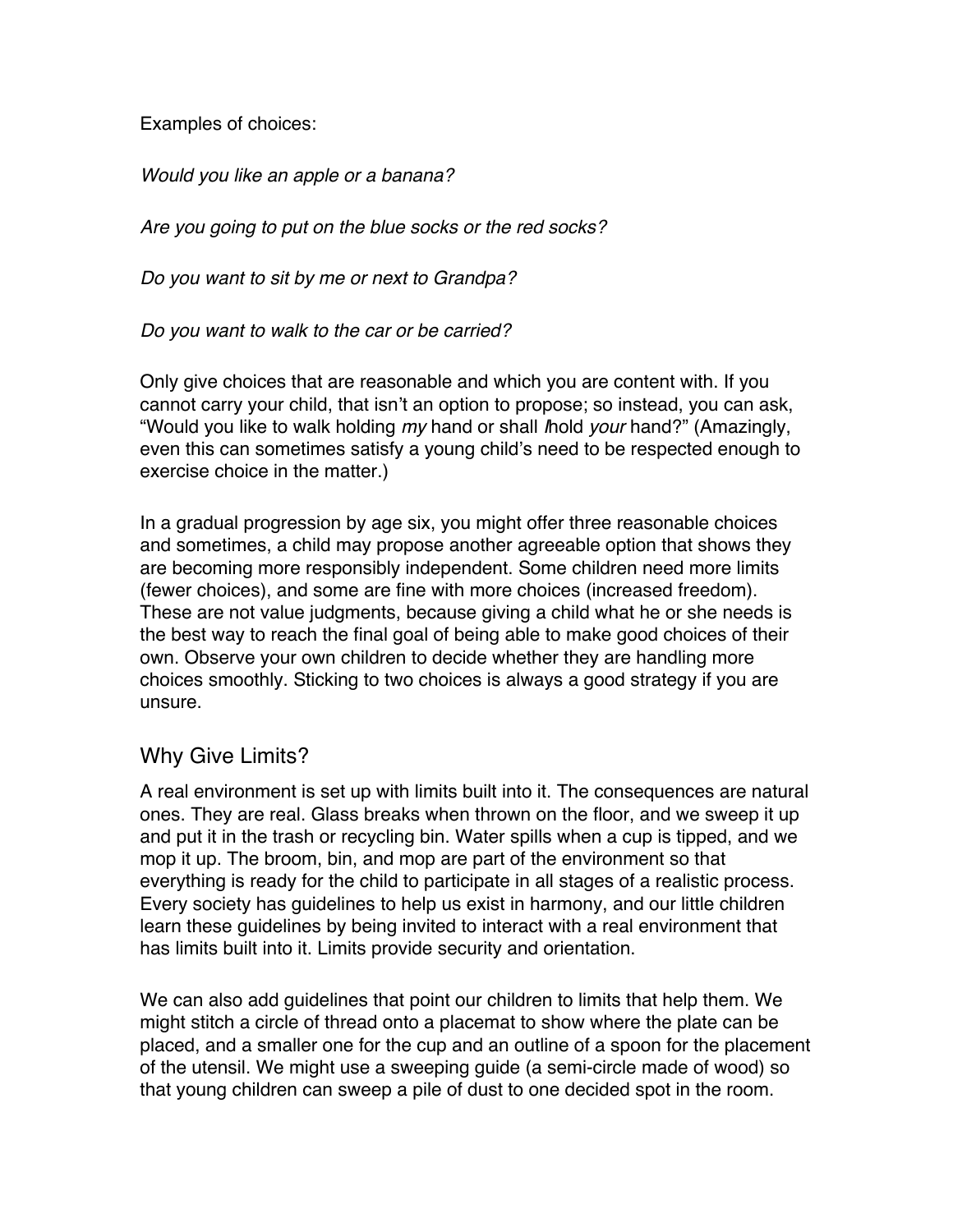Examples of choices:

*Would you like an apple or a banana?*

*Are you going to put on the blue socks or the red socks?*

*Do you want to sit by me or next to Grandpa?*

*Do you want to walk to the car or be carried?*

Only give choices that are reasonable and which you are content with. If you cannot carry your child, that isn't an option to propose; so instead, you can ask, "Would you like to walk holding *my* hand or shall *I* hold *your* hand?" (Amazingly, even this can sometimes satisfy a young child's need to be respected enough to exercise choice in the matter.)

In a gradual progression by age six, you might offer three reasonable choices and sometimes, a child may propose another agreeable option that shows they are becoming more responsibly independent. Some children need more limits (fewer choices), and some are fine with more choices (increased freedom). These are not value judgments, because giving a child what he or she needs is the best way to reach the final goal of being able to make good choices of their own. Observe your own children to decide whether they are handling more choices smoothly. Sticking to two choices is always a good strategy if you are unsure.

## Why Give Limits?

A real environment is set up with limits built into it. The consequences are natural ones. They are real. Glass breaks when thrown on the floor, and we sweep it up and put it in the trash or recycling bin. Water spills when a cup is tipped, and we mop it up. The broom, bin, and mop are part of the environment so that everything is ready for the child to participate in all stages of a realistic process. Every society has guidelines to help us exist in harmony, and our little children learn these guidelines by being invited to interact with a real environment that has limits built into it. Limits provide security and orientation.

We can also add guidelines that point our children to limits that help them. We might stitch a circle of thread onto a placemat to show where the plate can be placed, and a smaller one for the cup and an outline of a spoon for the placement of the utensil. We might use a sweeping guide (a semi-circle made of wood) so that young children can sweep a pile of dust to one decided spot in the room.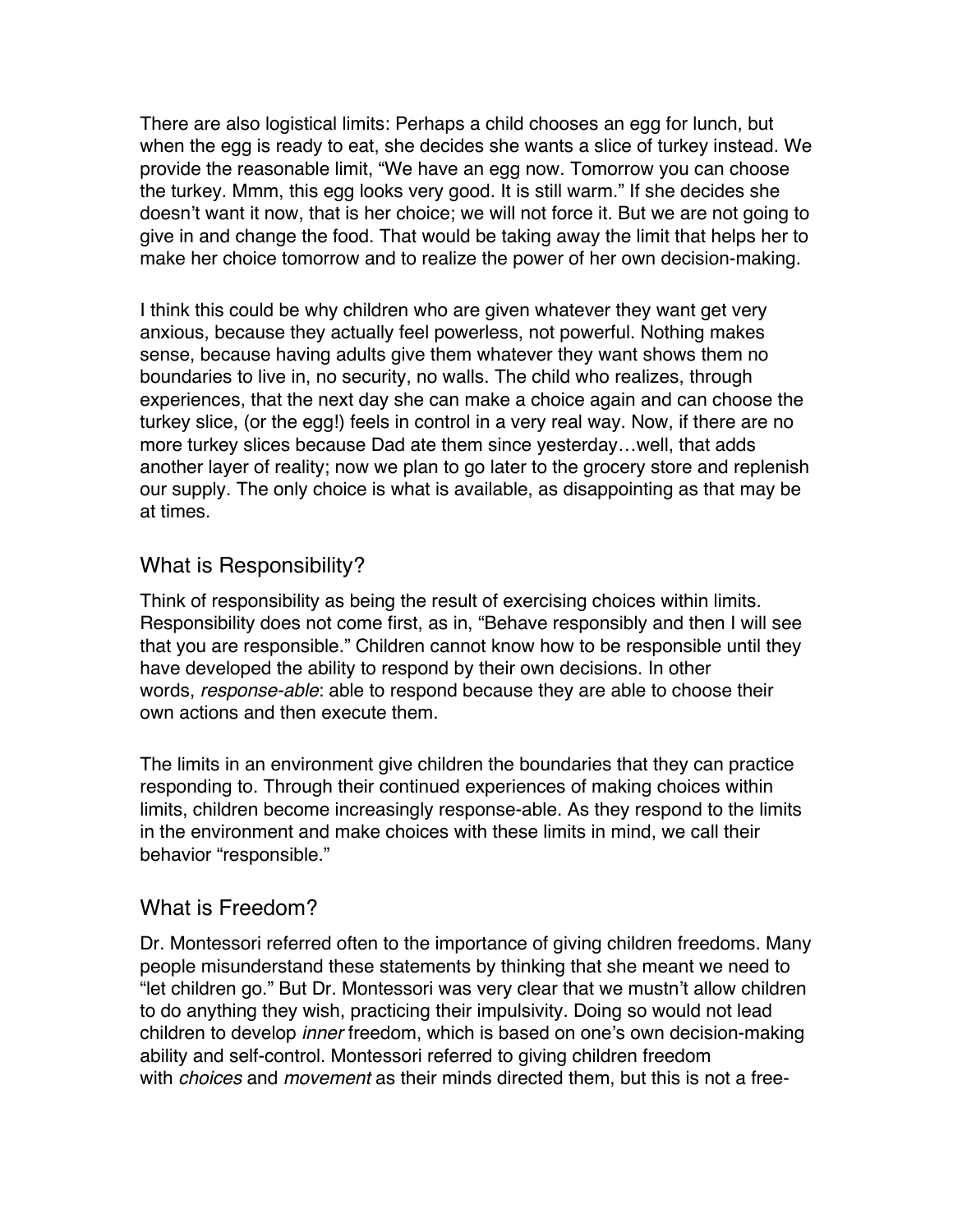There are also logistical limits: Perhaps a child chooses an egg for lunch, but when the egg is ready to eat, she decides she wants a slice of turkey instead. We provide the reasonable limit, "We have an egg now. Tomorrow you can choose the turkey. Mmm, this egg looks very good. It is still warm." If she decides she doesn't want it now, that is her choice; we will not force it. But we are not going to give in and change the food. That would be taking away the limit that helps her to make her choice tomorrow and to realize the power of her own decision-making.

I think this could be why children who are given whatever they want get very anxious, because they actually feel powerless, not powerful. Nothing makes sense, because having adults give them whatever they want shows them no boundaries to live in, no security, no walls. The child who realizes, through experiences, that the next day she can make a choice again and can choose the turkey slice, (or the egg!) feels in control in a very real way. Now, if there are no more turkey slices because Dad ate them since yesterday…well, that adds another layer of reality; now we plan to go later to the grocery store and replenish our supply. The only choice is what is available, as disappointing as that may be at times.

## What is Responsibility?

Think of responsibility as being the result of exercising choices within limits. Responsibility does not come first, as in, "Behave responsibly and then I will see that you are responsible." Children cannot know how to be responsible until they have developed the ability to respond by their own decisions. In other words, *response-able*: able to respond because they are able to choose their own actions and then execute them.

The limits in an environment give children the boundaries that they can practice responding to. Through their continued experiences of making choices within limits, children become increasingly response-able. As they respond to the limits in the environment and make choices with these limits in mind, we call their behavior "responsible."

## What is Freedom?

Dr. Montessori referred often to the importance of giving children freedoms. Many people misunderstand these statements by thinking that she meant we need to "let children go." But Dr. Montessori was very clear that we mustn't allow children to do anything they wish, practicing their impulsivity. Doing so would not lead children to develop *inner* freedom, which is based on one's own decision-making ability and self-control. Montessori referred to giving children freedom with *choices* and *movement* as their minds directed them, but this is not a free-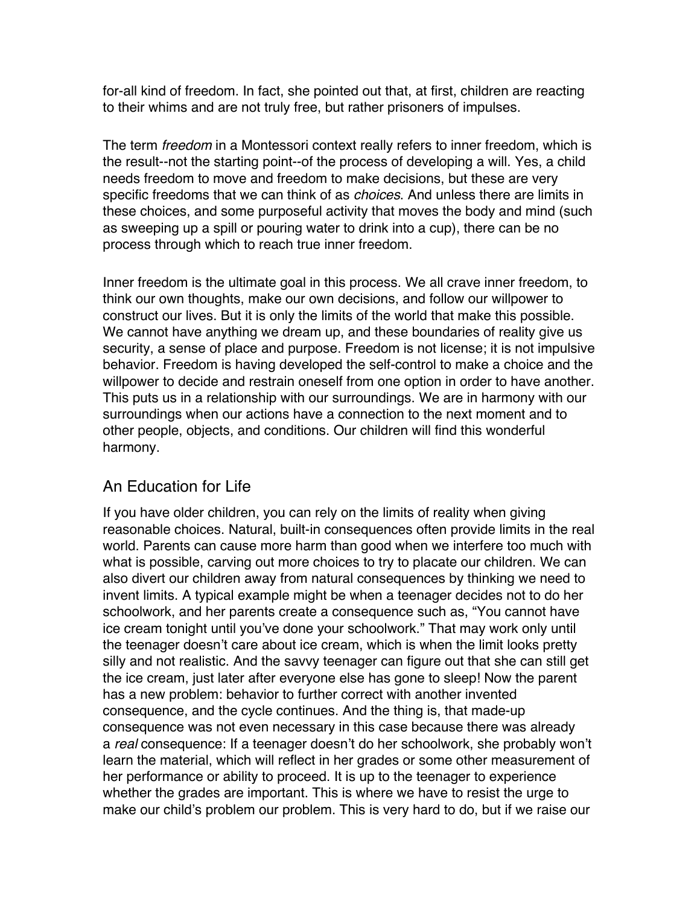for-all kind of freedom. In fact, she pointed out that, at first, children are reacting to their whims and are not truly free, but rather prisoners of impulses.

The term *freedom* in a Montessori context really refers to inner freedom, which is the result--not the starting point--of the process of developing a will. Yes, a child needs freedom to move and freedom to make decisions, but these are very specific freedoms that we can think of as *choices*. And unless there are limits in these choices, and some purposeful activity that moves the body and mind (such as sweeping up a spill or pouring water to drink into a cup), there can be no process through which to reach true inner freedom.

Inner freedom is the ultimate goal in this process. We all crave inner freedom, to think our own thoughts, make our own decisions, and follow our willpower to construct our lives. But it is only the limits of the world that make this possible. We cannot have anything we dream up, and these boundaries of reality give us security, a sense of place and purpose. Freedom is not license; it is not impulsive behavior. Freedom is having developed the self-control to make a choice and the willpower to decide and restrain oneself from one option in order to have another. This puts us in a relationship with our surroundings. We are in harmony with our surroundings when our actions have a connection to the next moment and to other people, objects, and conditions. Our children will find this wonderful harmony.

## An Education for Life

If you have older children, you can rely on the limits of reality when giving reasonable choices. Natural, built-in consequences often provide limits in the real world. Parents can cause more harm than good when we interfere too much with what is possible, carving out more choices to try to placate our children. We can also divert our children away from natural consequences by thinking we need to invent limits. A typical example might be when a teenager decides not to do her schoolwork, and her parents create a consequence such as, "You cannot have ice cream tonight until you've done your schoolwork." That may work only until the teenager doesn't care about ice cream, which is when the limit looks pretty silly and not realistic. And the savvy teenager can figure out that she can still get the ice cream, just later after everyone else has gone to sleep! Now the parent has a new problem: behavior to further correct with another invented consequence, and the cycle continues. And the thing is, that made-up consequence was not even necessary in this case because there was already a *real* consequence: If a teenager doesn't do her schoolwork, she probably won't learn the material, which will reflect in her grades or some other measurement of her performance or ability to proceed. It is up to the teenager to experience whether the grades are important. This is where we have to resist the urge to make our child's problem our problem. This is very hard to do, but if we raise our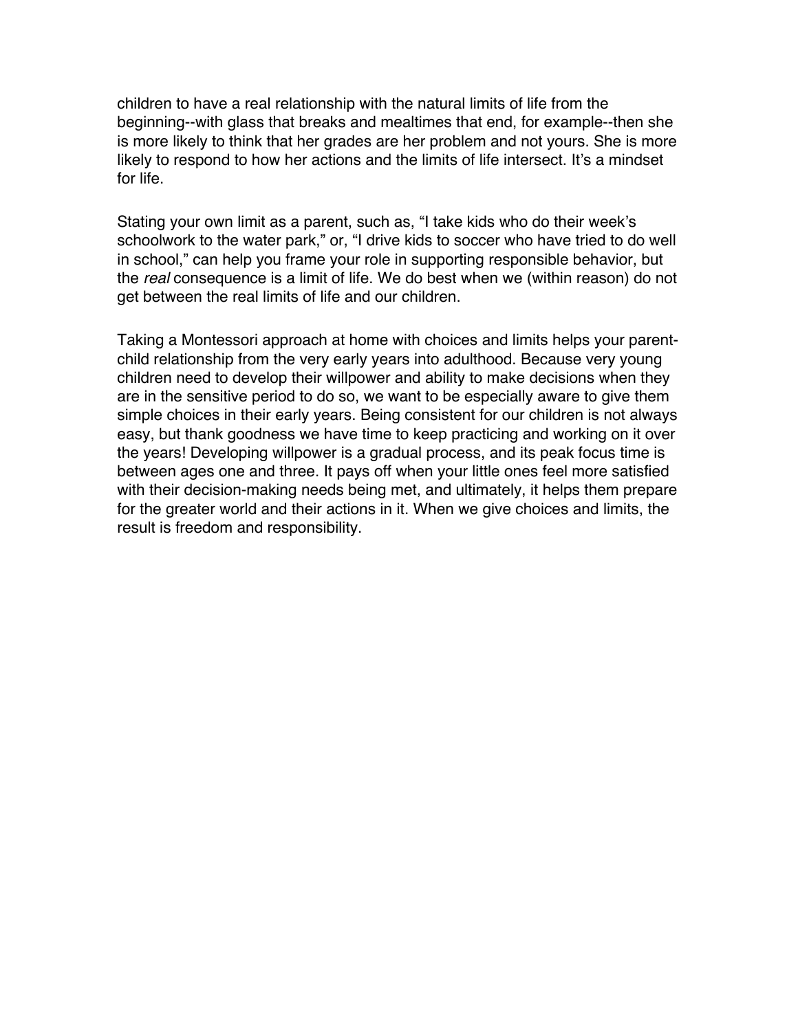children to have a real relationship with the natural limits of life from the beginning--with glass that breaks and mealtimes that end, for example--then she is more likely to think that her grades are her problem and not yours. She is more likely to respond to how her actions and the limits of life intersect. It's a mindset for life.

Stating your own limit as a parent, such as, "I take kids who do their week's schoolwork to the water park," or, "I drive kids to soccer who have tried to do well in school," can help you frame your role in supporting responsible behavior, but the *real* consequence is a limit of life. We do best when we (within reason) do not get between the real limits of life and our children.

Taking a Montessori approach at home with choices and limits helps your parent-child relationship from the very early years into adulthood. Because very young children need to develop their willpower and ability to make decisions when they are in the sensitive period to do so, we want to be especially aware to give them simple choices in their early years. Being consistent for our children is not always easy, but thank goodness we have time to keep practicing and working on it over the years! Developing willpower is a gradual process, and its peak focus time is between ages one and three. It pays off when your little ones feel more satisfied with their decision-making needs being met, and ultimately, it helps them prepare for the greater world and their actions in it. When we give choices and limits, the result is freedom and responsibility.